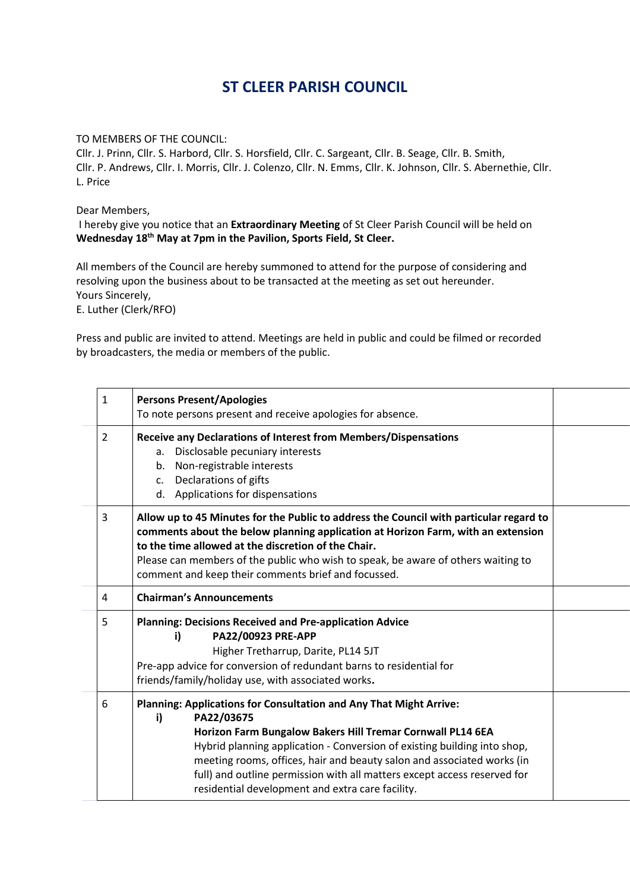# ST CLEER PARISH COUNCIL

TO MEMBERS OF THE COUNCIL:

Cllr. J. Prinn, Cllr. S. Harbord, Cllr. S. Horsfield, Cllr. C. Sargeant, Cllr. B. Seage, Cllr. B. Smith, Cllr. P. Andrews, Cllr. I. Morris, Cllr. J. Colenzo, Cllr. N. Emms, Cllr. K. Johnson, Cllr. S. Abernethie, Cllr. L. Price

Dear Members,

I hereby give you notice that an **Extraordinary Meeting** of St Cleer Parish Council will be held on **Wednesday 18th May at 7pm in the Pavilion, Sports Field, St Cleer.**

All members of the Council are hereby summoned to attend for the purpose of considering and resolving upon the business about to be transacted at the meeting as set out hereunder.

Yours Sincerely,

E. Luther (Clerk/RFO)

Press and public are invited to attend. Meetings are held in public and could be filmed or recorded by broadcasters, the media or members of the public.

| | | |
|---|---|---|
| 1 | **Persons Present/Apologies**<br>To note persons present and receive apologies for absence. | |
| 2 | **Receive any Declarations of Interest from Members/Dispensations**<br>a. Disclosable pecuniary interests<br>b. Non-registrable interests<br>c. Declarations of gifts<br>d. Applications for dispensations | |
| 3 | **Allow up to 45 Minutes for the Public to address the Council with particular regard to comments about the below planning application at Horizon Farm, with an extension to the time allowed at the discretion of the Chair.**<br>Please can members of the public who wish to speak, be aware of others waiting to comment and keep their comments brief and focussed. | |
| 4 | **Chairman's Announcements** | |
| 5 | **Planning: Decisions Received and Pre-application Advice**<br>**i) PA22/00923 PRE-APP**<br>Higher Tretharrup, Darite, PL14 5JT<br>Pre-app advice for conversion of redundant barns to residential for friends/family/holiday use, with associated works**.** | |
| 6 | **Planning: Applications for Consultation and Any That Might Arrive:**<br>**i) PA22/03675**<br>**Horizon Farm Bungalow Bakers Hill Tremar Cornwall PL14 6EA**<br>Hybrid planning application - Conversion of existing building into shop, meeting rooms, offices, hair and beauty salon and associated works (in full) and outline permission with all matters except access reserved for residential development and extra care facility. | |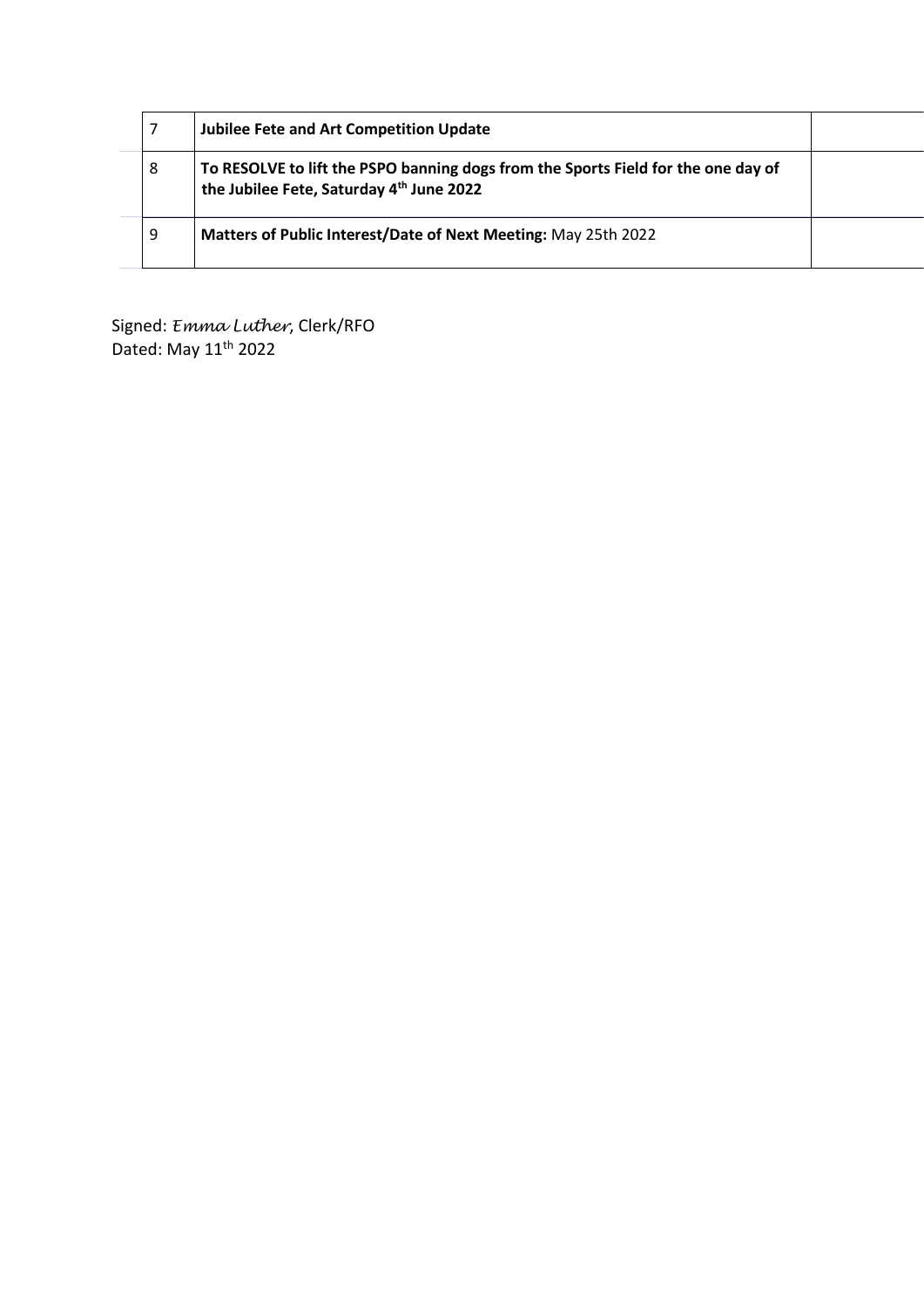| | | |
|---|---|---|
| 7 | **Jubilee Fete and Art Competition Update** | |
| 8 | **To RESOLVE to lift the PSPO banning dogs from the Sports Field for the one day of the Jubilee Fete, Saturday 4th June 2022** | |
| 9 | **Matters of Public Interest/Date of Next Meeting:** May 25th 2022 | |

Signed: *Emma Luther*, Clerk/RFO
Dated: May 11th 2022